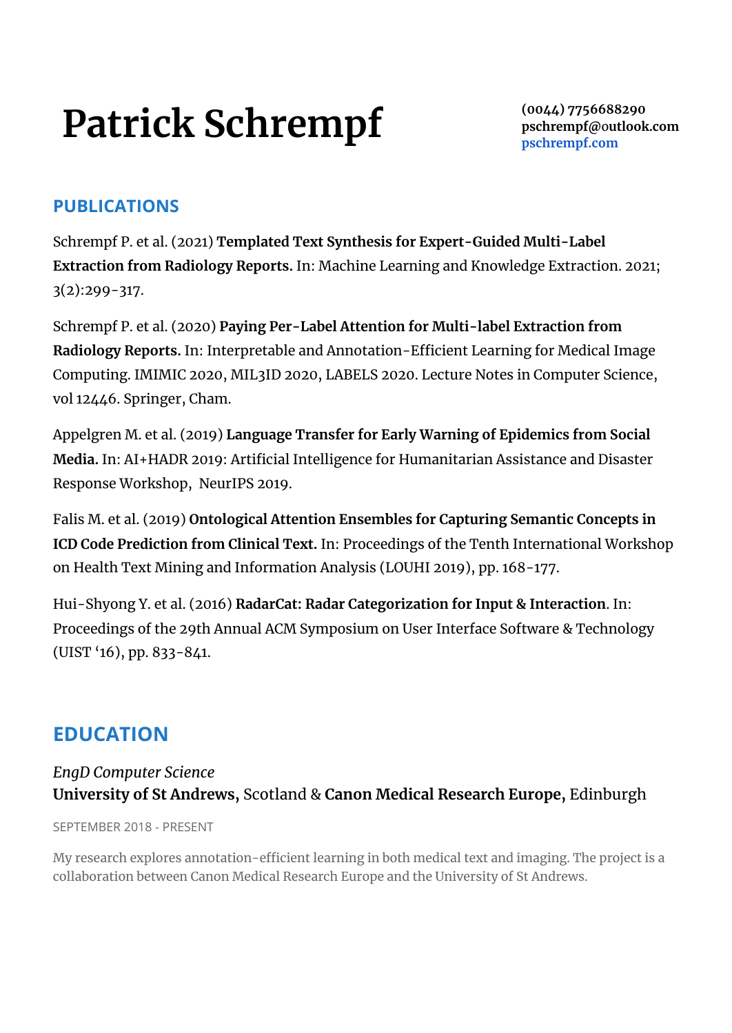# Patrick Schrempf

**(0044) 7756688290**
**pschrempf@outlook.com**
**pschrempf.com**

## PUBLICATIONS

Schrempf P. et al. (2021) **Templated Text Synthesis for Expert-Guided Multi-Label Extraction from Radiology Reports.** In: Machine Learning and Knowledge Extraction. 2021; 3(2):299-317.

Schrempf P. et al. (2020) **Paying Per-Label Attention for Multi-label Extraction from Radiology Reports.** In: Interpretable and Annotation-Efficient Learning for Medical Image Computing. IMIMIC 2020, MIL3ID 2020, LABELS 2020. Lecture Notes in Computer Science, vol 12446. Springer, Cham.

Appelgren M. et al. (2019) **Language Transfer for Early Warning of Epidemics from Social Media.** In: AI+HADR 2019: Artificial Intelligence for Humanitarian Assistance and Disaster Response Workshop, NeurIPS 2019.

Falis M. et al. (2019) **Ontological Attention Ensembles for Capturing Semantic Concepts in ICD Code Prediction from Clinical Text.** In: Proceedings of the Tenth International Workshop on Health Text Mining and Information Analysis (LOUHI 2019), pp. 168-177.

Hui-Shyong Y. et al. (2016) **RadarCat: Radar Categorization for Input & Interaction**. In: Proceedings of the 29th Annual ACM Symposium on User Interface Software & Technology (UIST '16), pp. 833-841.

## EDUCATION

*EngD Computer Science*
**University of St Andrews,** Scotland & **Canon Medical Research Europe,** Edinburgh

SEPTEMBER 2018 - PRESENT

My research explores annotation-efficient learning in both medical text and imaging. The project is a collaboration between Canon Medical Research Europe and the University of St Andrews.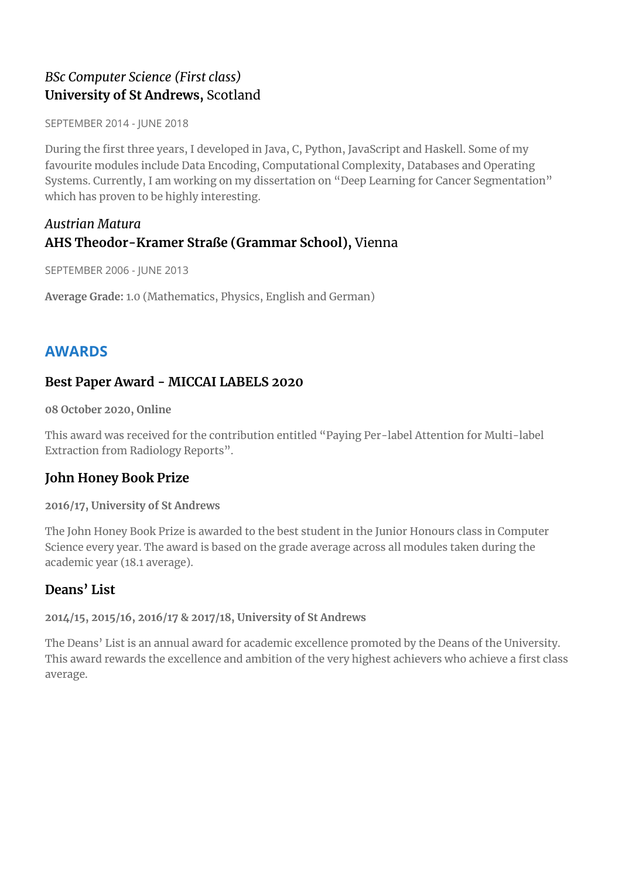*BSc Computer Science (First class)*
**University of St Andrews,** Scotland

SEPTEMBER 2014 - JUNE 2018

During the first three years, I developed in Java, C, Python, JavaScript and Haskell. Some of my favourite modules include Data Encoding, Computational Complexity, Databases and Operating Systems. Currently, I am working on my dissertation on "Deep Learning for Cancer Segmentation" which has proven to be highly interesting.

*Austrian Matura*
**AHS Theodor-Kramer Straße (Grammar School),** Vienna

SEPTEMBER 2006 - JUNE 2013

**Average Grade:** 1.0 (Mathematics, Physics, English and German)

## AWARDS

### Best Paper Award - MICCAI LABELS 2020

**08 October 2020, Online**

This award was received for the contribution entitled "Paying Per-label Attention for Multi-label Extraction from Radiology Reports".

### John Honey Book Prize

**2016/17, University of St Andrews**

The John Honey Book Prize is awarded to the best student in the Junior Honours class in Computer Science every year. The award is based on the grade average across all modules taken during the academic year (18.1 average).

### Deans' List

**2014/15, 2015/16, 2016/17 & 2017/18, University of St Andrews**

The Deans' List is an annual award for academic excellence promoted by the Deans of the University. This award rewards the excellence and ambition of the very highest achievers who achieve a first class average.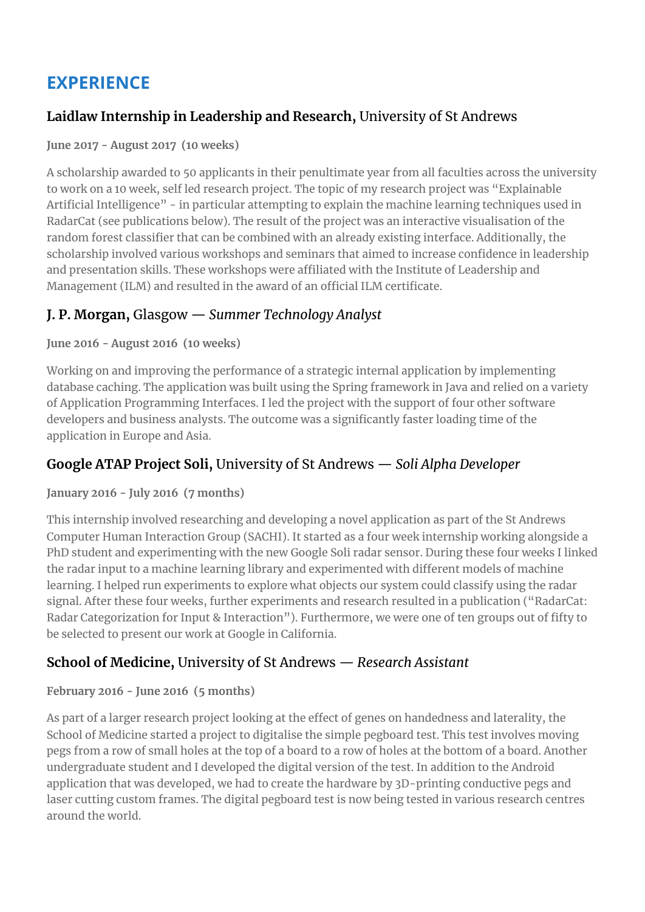## EXPERIENCE

### **Laidlaw Internship in Leadership and Research,** University of St Andrews

**June 2017 - August 2017 (10 weeks)**

A scholarship awarded to 50 applicants in their penultimate year from all faculties across the university to work on a 10 week, self led research project. The topic of my research project was “Explainable Artificial Intelligence” - in particular attempting to explain the machine learning techniques used in RadarCat (see publications below). The result of the project was an interactive visualisation of the random forest classifier that can be combined with an already existing interface. Additionally, the scholarship involved various workshops and seminars that aimed to increase confidence in leadership and presentation skills. These workshops were affiliated with the Institute of Leadership and Management (ILM) and resulted in the award of an official ILM certificate.

### **J. P. Morgan,** Glasgow — *Summer Technology Analyst*

**June 2016 - August 2016 (10 weeks)**

Working on and improving the performance of a strategic internal application by implementing database caching. The application was built using the Spring framework in Java and relied on a variety of Application Programming Interfaces. I led the project with the support of four other software developers and business analysts. The outcome was a significantly faster loading time of the application in Europe and Asia.

### **Google ATAP Project Soli,** University of St Andrews — *Soli Alpha Developer*

**January 2016 - July 2016 (7 months)**

This internship involved researching and developing a novel application as part of the St Andrews Computer Human Interaction Group (SACHI). It started as a four week internship working alongside a PhD student and experimenting with the new Google Soli radar sensor. During these four weeks I linked the radar input to a machine learning library and experimented with different models of machine learning. I helped run experiments to explore what objects our system could classify using the radar signal. After these four weeks, further experiments and research resulted in a publication (“RadarCat: Radar Categorization for Input & Interaction”). Furthermore, we were one of ten groups out of fifty to be selected to present our work at Google in California.

### **School of Medicine,** University of St Andrews — *Research Assistant*

**February 2016 - June 2016 (5 months)**

As part of a larger research project looking at the effect of genes on handedness and laterality, the School of Medicine started a project to digitalise the simple pegboard test. This test involves moving pegs from a row of small holes at the top of a board to a row of holes at the bottom of a board. Another undergraduate student and I developed the digital version of the test. In addition to the Android application that was developed, we had to create the hardware by 3D-printing conductive pegs and laser cutting custom frames. The digital pegboard test is now being tested in various research centres around the world.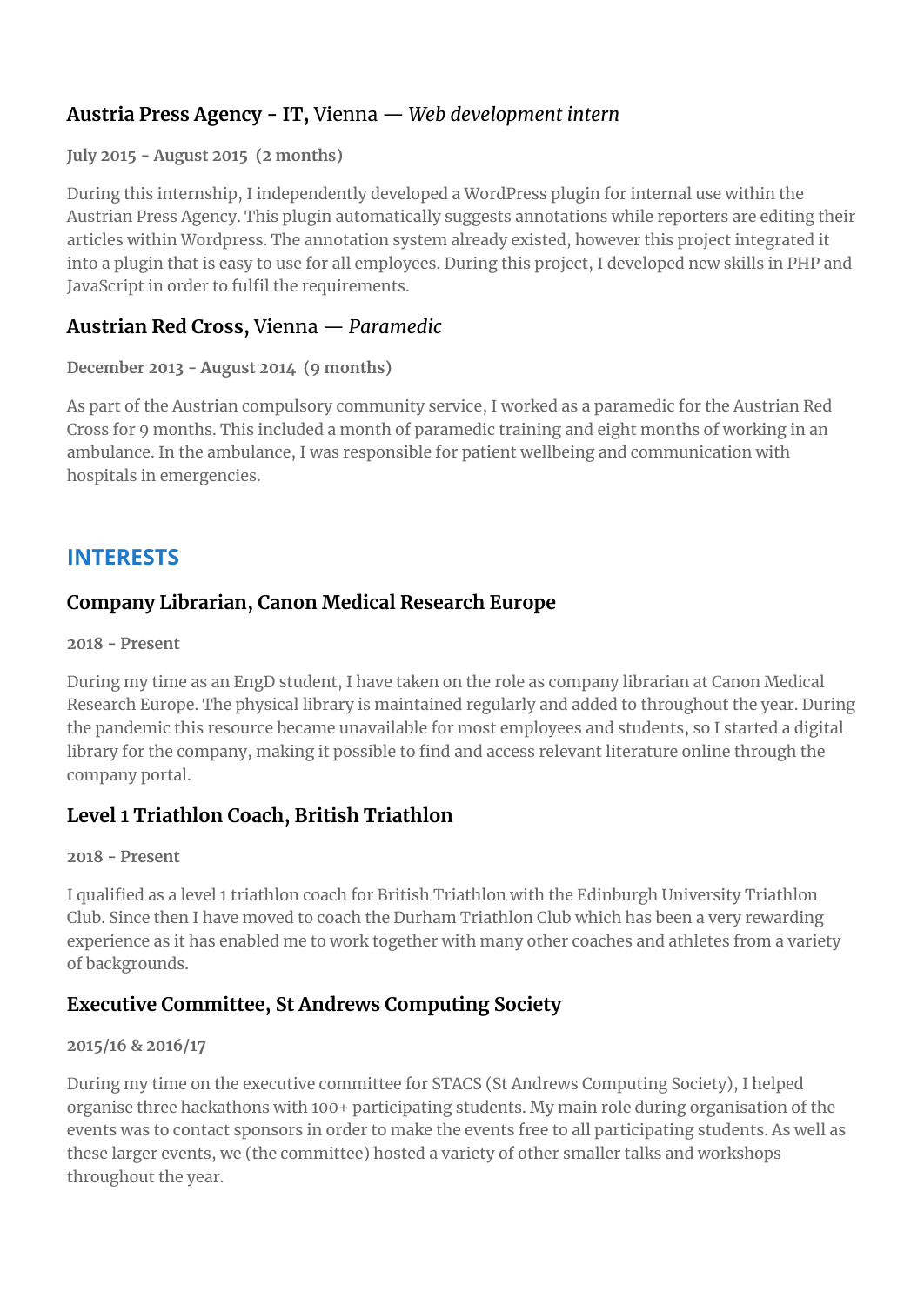### **Austria Press Agency - IT,** Vienna — *Web development intern*

**July 2015 - August 2015 (2 months)**

During this internship, I independently developed a WordPress plugin for internal use within the Austrian Press Agency. This plugin automatically suggests annotations while reporters are editing their articles within Wordpress. The annotation system already existed, however this project integrated it into a plugin that is easy to use for all employees. During this project, I developed new skills in PHP and JavaScript in order to fulfil the requirements.

### **Austrian Red Cross,** Vienna — *Paramedic*

**December 2013 - August 2014 (9 months)**

As part of the Austrian compulsory community service, I worked as a paramedic for the Austrian Red Cross for 9 months. This included a month of paramedic training and eight months of working in an ambulance. In the ambulance, I was responsible for patient wellbeing and communication with hospitals in emergencies.

## INTERESTS

### Company Librarian, Canon Medical Research Europe

**2018 - Present**

During my time as an EngD student, I have taken on the role as company librarian at Canon Medical Research Europe. The physical library is maintained regularly and added to throughout the year. During the pandemic this resource became unavailable for most employees and students, so I started a digital library for the company, making it possible to find and access relevant literature online through the company portal.

### Level 1 Triathlon Coach, British Triathlon

**2018 - Present**

I qualified as a level 1 triathlon coach for British Triathlon with the Edinburgh University Triathlon Club. Since then I have moved to coach the Durham Triathlon Club which has been a very rewarding experience as it has enabled me to work together with many other coaches and athletes from a variety of backgrounds.

### Executive Committee, St Andrews Computing Society

**2015/16 & 2016/17**

During my time on the executive committee for STACS (St Andrews Computing Society), I helped organise three hackathons with 100+ participating students. My main role during organisation of the events was to contact sponsors in order to make the events free to all participating students. As well as these larger events, we (the committee) hosted a variety of other smaller talks and workshops throughout the year.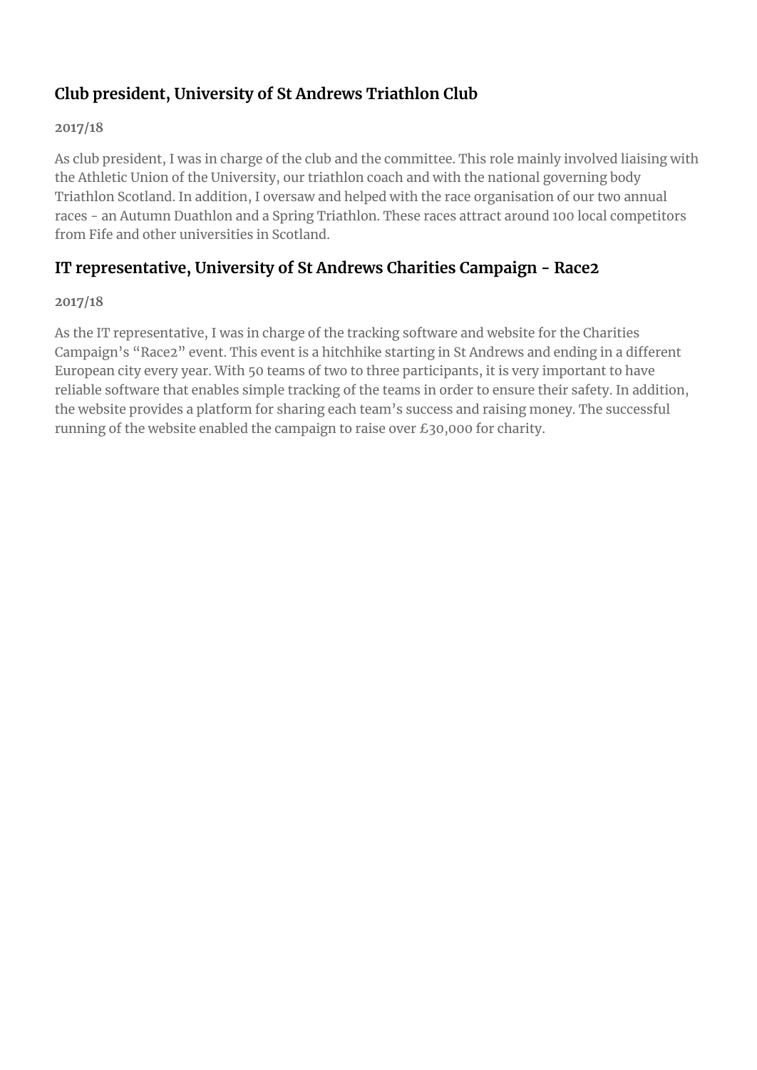### Club president, University of St Andrews Triathlon Club

**2017/18**

As club president, I was in charge of the club and the committee. This role mainly involved liaising with the Athletic Union of the University, our triathlon coach and with the national governing body Triathlon Scotland. In addition, I oversaw and helped with the race organisation of our two annual races - an Autumn Duathlon and a Spring Triathlon. These races attract around 100 local competitors from Fife and other universities in Scotland.

### IT representative, University of St Andrews Charities Campaign - Race2

**2017/18**

As the IT representative, I was in charge of the tracking software and website for the Charities Campaign's "Race2" event. This event is a hitchhike starting in St Andrews and ending in a different European city every year. With 50 teams of two to three participants, it is very important to have reliable software that enables simple tracking of the teams in order to ensure their safety. In addition, the website provides a platform for sharing each team's success and raising money. The successful running of the website enabled the campaign to raise over £30,000 for charity.